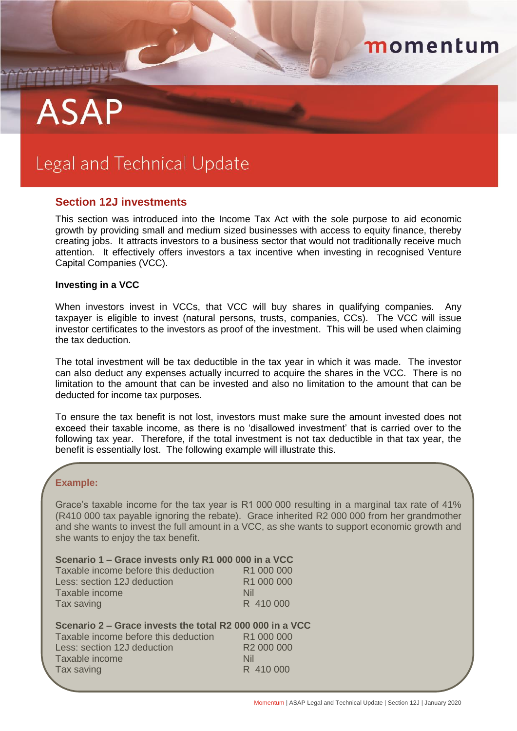# ASAP

## Legal and Technical Update

### Section 12J investments

This section was introduced into the Income Tax Act with the sole purpose to aid economic growth by providing small and medium sized businesses with access to equity finance, thereby creating jobs. It attracts investors to a business sector that would not traditionally receive much attention. It effectively offers investors a tax incentive when investing in recognised Venture Capital Companies (VCC).

**Investing in a VCC**

When investors invest in VCCs, that VCC will buy shares in qualifying companies. Any taxpayer is eligible to invest (natural persons, trusts, companies, CCs). The VCC will issue investor certificates to the investors as proof of the investment. This will be used when claiming the tax deduction.

The total investment will be tax deductible in the tax year in which it was made. The investor can also deduct any expenses actually incurred to acquire the shares in the VCC. There is no limitation to the amount that can be invested and also no limitation to the amount that can be deducted for income tax purposes.

To ensure the tax benefit is not lost, investors must make sure the amount invested does not exceed their taxable income, as there is no 'disallowed investment' that is carried over to the following tax year. Therefore, if the total investment is not tax deductible in that tax year, the benefit is essentially lost. The following example will illustrate this.

**Example:**

Grace's taxable income for the tax year is R1 000 000 resulting in a marginal tax rate of 41% (R410 000 tax payable ignoring the rebate). Grace inherited R2 000 000 from her grandmother and she wants to invest the full amount in a VCC, as she wants to support economic growth and she wants to enjoy the tax benefit.

**Scenario 1 – Grace invests only R1 000 000 in a VCC**

| | |
|---|---|
| Taxable income before this deduction | R1 000 000 |
| Less: section 12J deduction | R1 000 000 |
| Taxable income | Nil |
| Tax saving | R 410 000 |

**Scenario 2 – Grace invests the total R2 000 000 in a VCC**

| | |
|---|---|
| Taxable income before this deduction | R1 000 000 |
| Less: section 12J deduction | R2 000 000 |
| Taxable income | Nil |
| Tax saving | R 410 000 |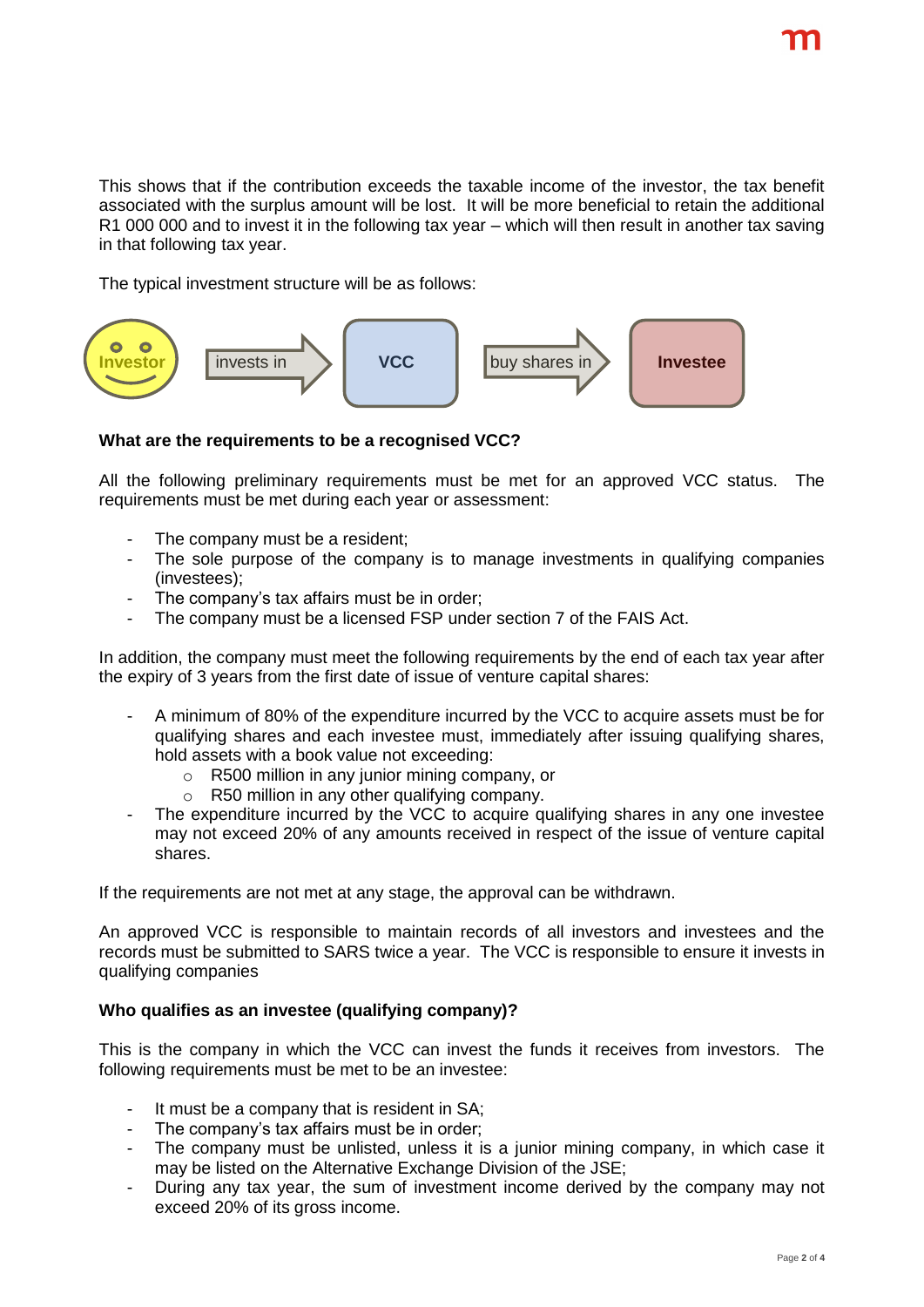This shows that if the contribution exceeds the taxable income of the investor, the tax benefit associated with the surplus amount will be lost. It will be more beneficial to retain the additional R1 000 000 and to invest it in the following tax year – which will then result in another tax saving in that following tax year.

The typical investment structure will be as follows:

Investor → invests in → VCC → buy shares in → Investee

**What are the requirements to be a recognised VCC?**

All the following preliminary requirements must be met for an approved VCC status. The requirements must be met during each year or assessment:

- The company must be a resident;
- The sole purpose of the company is to manage investments in qualifying companies (investees);
- The company's tax affairs must be in order;
- The company must be a licensed FSP under section 7 of the FAIS Act.

In addition, the company must meet the following requirements by the end of each tax year after the expiry of 3 years from the first date of issue of venture capital shares:

- A minimum of 80% of the expenditure incurred by the VCC to acquire assets must be for qualifying shares and each investee must, immediately after issuing qualifying shares, hold assets with a book value not exceeding:
    - R500 million in any junior mining company, or
    - R50 million in any other qualifying company.
- The expenditure incurred by the VCC to acquire qualifying shares in any one investee may not exceed 20% of any amounts received in respect of the issue of venture capital shares.

If the requirements are not met at any stage, the approval can be withdrawn.

An approved VCC is responsible to maintain records of all investors and investees and the records must be submitted to SARS twice a year. The VCC is responsible to ensure it invests in qualifying companies

**Who qualifies as an investee (qualifying company)?**

This is the company in which the VCC can invest the funds it receives from investors. The following requirements must be met to be an investee:

- It must be a company that is resident in SA;
- The company's tax affairs must be in order;
- The company must be unlisted, unless it is a junior mining company, in which case it may be listed on the Alternative Exchange Division of the JSE;
- During any tax year, the sum of investment income derived by the company may not exceed 20% of its gross income.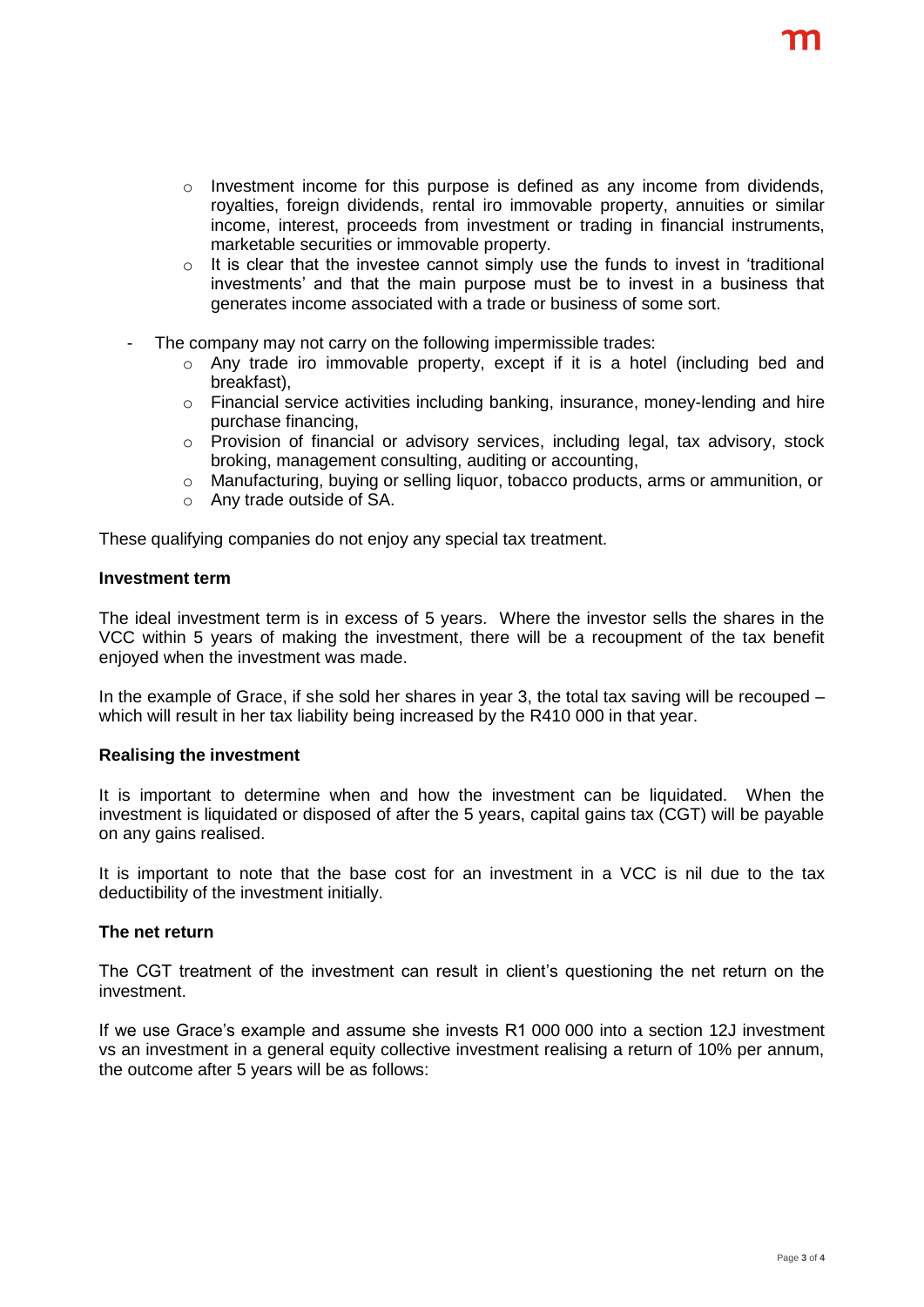- Investment income for this purpose is defined as any income from dividends, royalties, foreign dividends, rental iro immovable property, annuities or similar income, interest, proceeds from investment or trading in financial instruments, marketable securities or immovable property.
  - It is clear that the investee cannot simply use the funds to invest in 'traditional investments' and that the main purpose must be to invest in a business that generates income associated with a trade or business of some sort.

- The company may not carry on the following impermissible trades:
  - Any trade iro immovable property, except if it is a hotel (including bed and breakfast),
  - Financial service activities including banking, insurance, money-lending and hire purchase financing,
  - Provision of financial or advisory services, including legal, tax advisory, stock broking, management consulting, auditing or accounting,
  - Manufacturing, buying or selling liquor, tobacco products, arms or ammunition, or
  - Any trade outside of SA.

These qualifying companies do not enjoy any special tax treatment.

**Investment term**

The ideal investment term is in excess of 5 years. Where the investor sells the shares in the VCC within 5 years of making the investment, there will be a recoupment of the tax benefit enjoyed when the investment was made.

In the example of Grace, if she sold her shares in year 3, the total tax saving will be recouped – which will result in her tax liability being increased by the R410 000 in that year.

**Realising the investment**

It is important to determine when and how the investment can be liquidated. When the investment is liquidated or disposed of after the 5 years, capital gains tax (CGT) will be payable on any gains realised.

It is important to note that the base cost for an investment in a VCC is nil due to the tax deductibility of the investment initially.

**The net return**

The CGT treatment of the investment can result in client's questioning the net return on the investment.

If we use Grace's example and assume she invests R1 000 000 into a section 12J investment vs an investment in a general equity collective investment realising a return of 10% per annum, the outcome after 5 years will be as follows: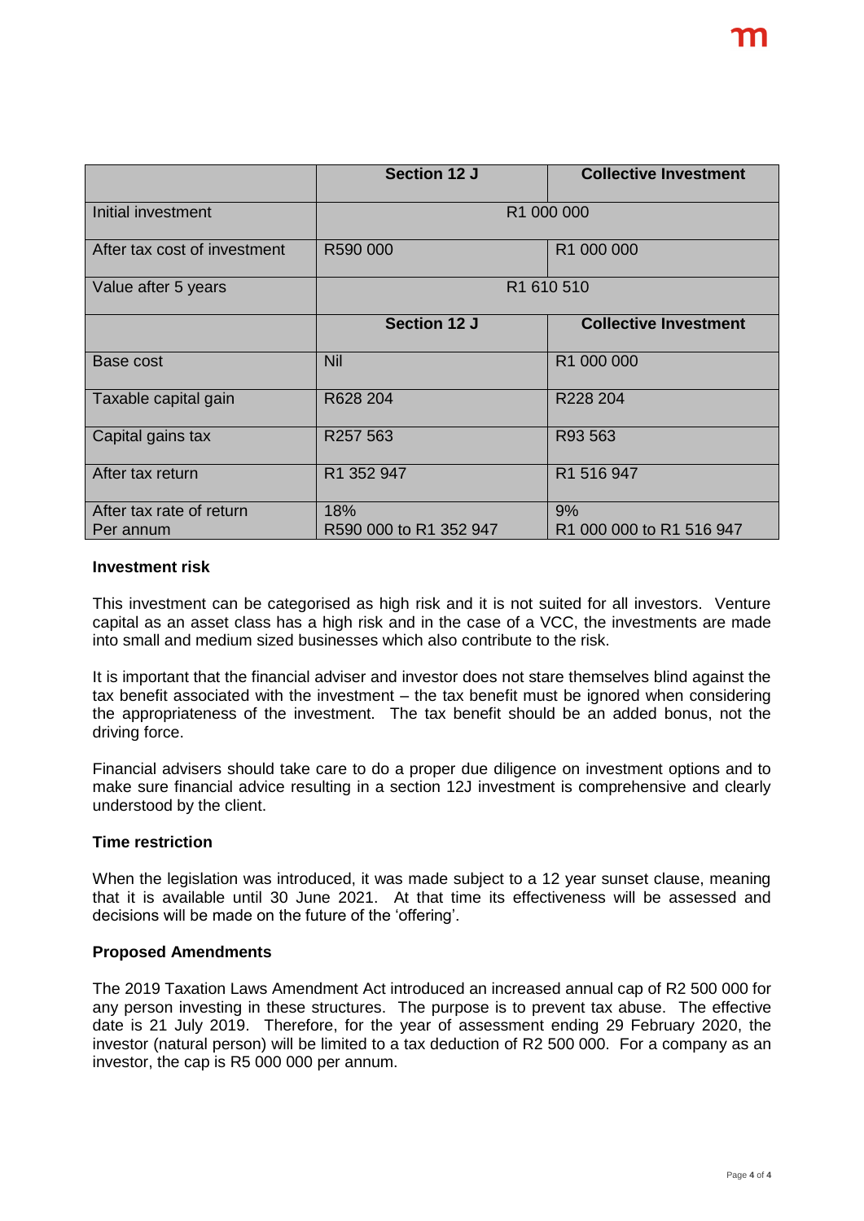| | Section 12 J | Collective Investment |
|---|---|---|
| Initial investment | R1 000 000 | |
| After tax cost of investment | R590 000 | R1 000 000 |
| Value after 5 years | R1 610 510 | |
| | **Section 12 J** | **Collective Investment** |
| Base cost | Nil | R1 000 000 |
| Taxable capital gain | R628 204 | R228 204 |
| Capital gains tax | R257 563 | R93 563 |
| After tax return | R1 352 947 | R1 516 947 |
| After tax rate of return Per annum | 18% R590 000 to R1 352 947 | 9% R1 000 000 to R1 516 947 |

**Investment risk**

This investment can be categorised as high risk and it is not suited for all investors. Venture capital as an asset class has a high risk and in the case of a VCC, the investments are made into small and medium sized businesses which also contribute to the risk.

It is important that the financial adviser and investor does not stare themselves blind against the tax benefit associated with the investment – the tax benefit must be ignored when considering the appropriateness of the investment. The tax benefit should be an added bonus, not the driving force.

Financial advisers should take care to do a proper due diligence on investment options and to make sure financial advice resulting in a section 12J investment is comprehensive and clearly understood by the client.

**Time restriction**

When the legislation was introduced, it was made subject to a 12 year sunset clause, meaning that it is available until 30 June 2021. At that time its effectiveness will be assessed and decisions will be made on the future of the 'offering'.

**Proposed Amendments**

The 2019 Taxation Laws Amendment Act introduced an increased annual cap of R2 500 000 for any person investing in these structures. The purpose is to prevent tax abuse. The effective date is 21 July 2019. Therefore, for the year of assessment ending 29 February 2020, the investor (natural person) will be limited to a tax deduction of R2 500 000. For a company as an investor, the cap is R5 000 000 per annum.